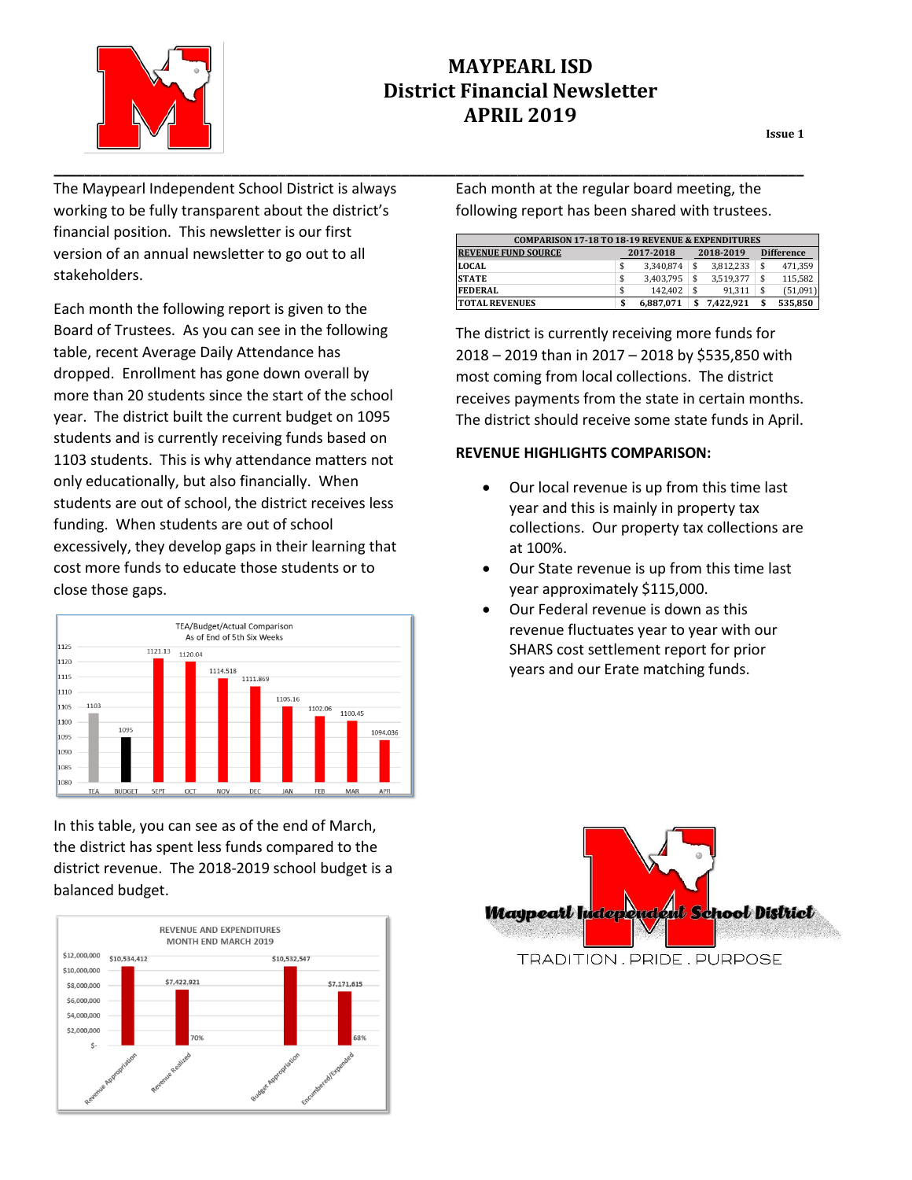# MAYPEARL ISD
## District Financial Newsletter
## APRIL 2019

**Issue 1**

The Maypearl Independent School District is always working to be fully transparent about the district's financial position. This newsletter is our first version of an annual newsletter to go out to all stakeholders.

Each month the following report is given to the Board of Trustees. As you can see in the following table, recent Average Daily Attendance has dropped. Enrollment has gone down overall by more than 20 students since the start of the school year. The district built the current budget on 1095 students and is currently receiving funds based on 1103 students. This is why attendance matters not only educationally, but also financially. When students are out of school, the district receives less funding. When students are out of school excessively, they develop gaps in their learning that cost more funds to educate those students or to close those gaps.

TEA/Budget/Actual Comparison
As of End of 5th Six Weeks

| TEA | BUDGET | SEPT | OCT | NOV | DEC | JAN | FEB | MAR | APR |
|---|---|---|---|---|---|---|---|---|---|
| 1103 | 1095 | 1121.13 | 1120.04 | 1114.518 | 1111.869 | 1105.16 | 1102.06 | 1100.45 | 1094.036 |

In this table, you can see as of the end of March, the district has spent less funds compared to the district revenue. The 2018-2019 school budget is a balanced budget.

REVENUE AND EXPENDITURES
MONTH END MARCH 2019

| Revenue Appropriation | Revenue Realized | Budget Appropriation | Encumbered/Expended |
|---|---|---|---|
| $10,534,412 | $7,422,921 (70%) | $10,532,547 | $7,171,615 (68%) |

Each month at the regular board meeting, the following report has been shared with trustees.

| COMPARISON 17-18 TO 18-19 REVENUE & EXPENDITURES | | | |
|---|---|---|---|
| **REVENUE FUND SOURCE** | **2017-2018** | **2018-2019** | **Difference** |
| **LOCAL** | $ 3,340,874 | $ 3,812,233 | $ 471,359 |
| **STATE** | $ 3,403,795 | $ 3,519,377 | $ 115,582 |
| **FEDERAL** | $ 142,402 | $ 91,311 | $ (51,091) |
| **TOTAL REVENUES** | **$ 6,887,071** | **$ 7,422,921** | **$ 535,850** |

The district is currently receiving more funds for 2018 – 2019 than in 2017 – 2018 by $535,850 with most coming from local collections. The district receives payments from the state in certain months. The district should receive some state funds in April.

**REVENUE HIGHLIGHTS COMPARISON:**

- Our local revenue is up from this time last year and this is mainly in property tax collections. Our property tax collections are at 100%.
- Our State revenue is up from this time last year approximately $115,000.
- Our Federal revenue is down as this revenue fluctuates year to year with our SHARS cost settlement report for prior years and our Erate matching funds.

Maypearl Independent School District

TRADITION . PRIDE . PURPOSE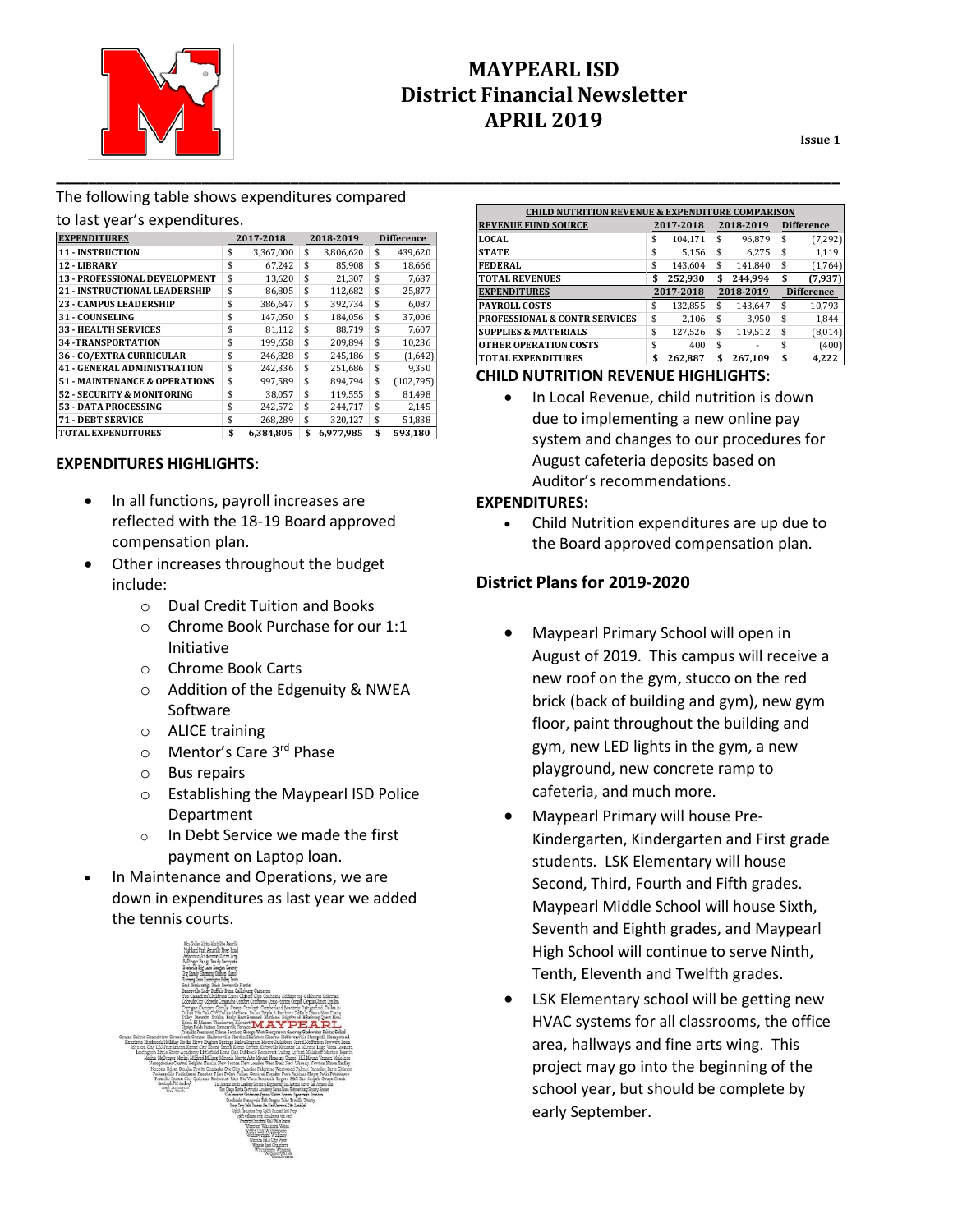# MAYPEARL ISD
# District Financial Newsletter
# APRIL 2019

**Issue 1**

The following table shows expenditures compared to last year's expenditures.

| EXPENDITURES | 2017-2018 | 2018-2019 | Difference |
|---|---|---|---|
| 11 - INSTRUCTION | $ 3,367,000 | $ 3,806,620 | $ 439,620 |
| 12 - LIBRARY | $ 67,242 | $ 85,908 | $ 18,666 |
| 13 - PROFESSIONAL DEVELOPMENT | $ 13,620 | $ 21,307 | $ 7,687 |
| 21 - INSTRUCTIONAL LEADERSHIP | $ 86,805 | $ 112,682 | $ 25,877 |
| 23 - CAMPUS LEADERSHIP | $ 386,647 | $ 392,734 | $ 6,087 |
| 31 - COUNSELING | $ 147,050 | $ 184,056 | $ 37,006 |
| 33 - HEALTH SERVICES | $ 81,112 | $ 88,719 | $ 7,607 |
| 34 - TRANSPORTATION | $ 199,658 | $ 209,894 | $ 10,236 |
| 36 - CO/EXTRA CURRICULAR | $ 246,828 | $ 245,186 | $ (1,642) |
| 41 - GENERAL ADMINISTRATION | $ 242,336 | $ 251,686 | $ 9,350 |
| 51 - MAINTENANCE & OPERATIONS | $ 997,589 | $ 894,794 | $ (102,795) |
| 52 - SECURITY & MONITORING | $ 38,057 | $ 119,555 | $ 81,498 |
| 53 - DATA PROCESSING | $ 242,572 | $ 244,717 | $ 2,145 |
| 71 - DEBT SERVICE | $ 268,289 | $ 320,127 | $ 51,838 |
| **TOTAL EXPENDITURES** | **$ 6,384,805** | **$ 6,977,985** | **$ 593,180** |

## EXPENDITURES HIGHLIGHTS:

- In all functions, payroll increases are reflected with the 18-19 Board approved compensation plan.
- Other increases throughout the budget include:
  - Dual Credit Tuition and Books
  - Chrome Book Purchase for our 1:1 Initiative
  - Chrome Book Carts
  - Addition of the Edgenuity & NWEA Software
  - ALICE training
  - Mentor's Care 3rd Phase
  - Bus repairs
  - Establishing the Maypearl ISD Police Department
  - In Debt Service we made the first payment on Laptop loan.
- In Maintenance and Operations, we are down in expenditures as last year we added the tennis courts.

| CHILD NUTRITION REVENUE & EXPENDITURE COMPARISON | | | |
|---|---|---|---|
| **REVENUE FUND SOURCE** | **2017-2018** | **2018-2019** | **Difference** |
| LOCAL | $ 104,171 | $ 96,879 | $ (7,292) |
| STATE | $ 5,156 | $ 6,275 | $ 1,119 |
| FEDERAL | $ 143,604 | $ 141,840 | $ (1,764) |
| **TOTAL REVENUES** | **$ 252,930** | **$ 244,994** | **$ (7,937)** |
| **EXPENDITURES** | **2017-2018** | **2018-2019** | **Difference** |
| PAYROLL COSTS | $ 132,855 | $ 143,647 | $ 10,793 |
| PROFESSIONAL & CONTR SERVICES | $ 2,106 | $ 3,950 | $ 1,844 |
| SUPPLIES & MATERIALS | $ 127,526 | $ 119,512 | $ (8,014) |
| OTHER OPERATION COSTS | $ 400 | $ - | $ (400) |
| **TOTAL EXPENDITURES** | **$ 262,887** | **$ 267,109** | **$ 4,222** |

## CHILD NUTRITION REVENUE HIGHLIGHTS:

- In Local Revenue, child nutrition is down due to implementing a new online pay system and changes to our procedures for August cafeteria deposits based on Auditor's recommendations.

## EXPENDITURES:

- Child Nutrition expenditures are up due to the Board approved compensation plan.

## District Plans for 2019-2020

- Maypearl Primary School will open in August of 2019. This campus will receive a new roof on the gym, stucco on the red brick (back of building and gym), new gym floor, paint throughout the building and gym, new LED lights in the gym, a new playground, new concrete ramp to cafeteria, and much more.
- Maypearl Primary will house Pre-Kindergarten, Kindergarten and First grade students. LSK Elementary will house Second, Third, Fourth and Fifth grades. Maypearl Middle School will house Sixth, Seventh and Eighth grades, and Maypearl High School will continue to serve Ninth, Tenth, Eleventh and Twelfth grades.
- LSK Elementary school will be getting new HVAC systems for all classrooms, the office area, hallways and fine arts wing. This project may go into the beginning of the school year, but should be complete by early September.